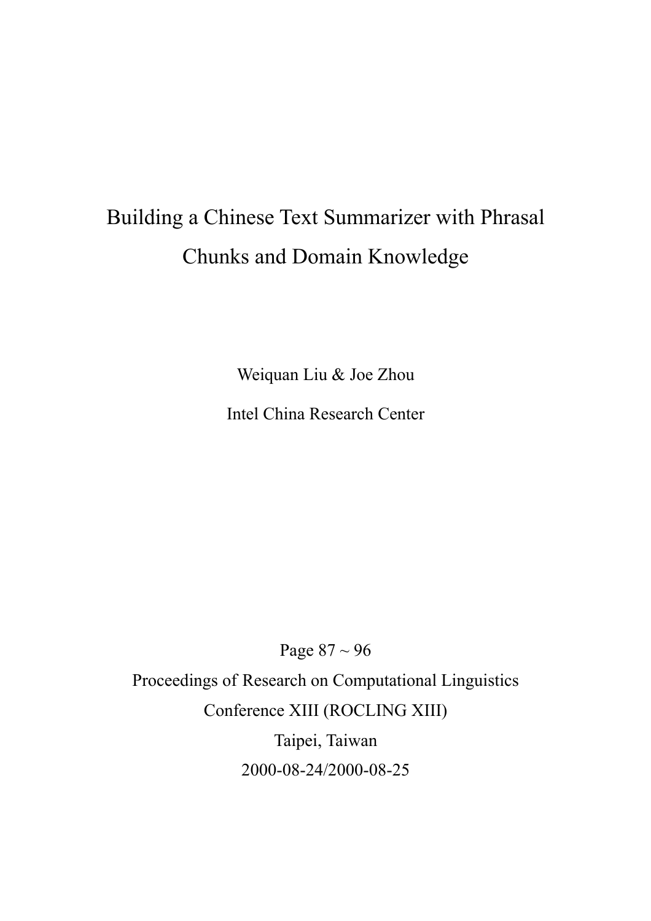# Building a Chinese Text Summarizer with Phrasal Chunks and Domain Knowledge

Weiquan Liu & Joe Zhou

Intel China Research Center

Page 87 ~ 96

Proceedings of Research on Computational Linguistics

Conference XIII (ROCLING XIII)

Taipei, Taiwan

2000-08-24/2000-08-25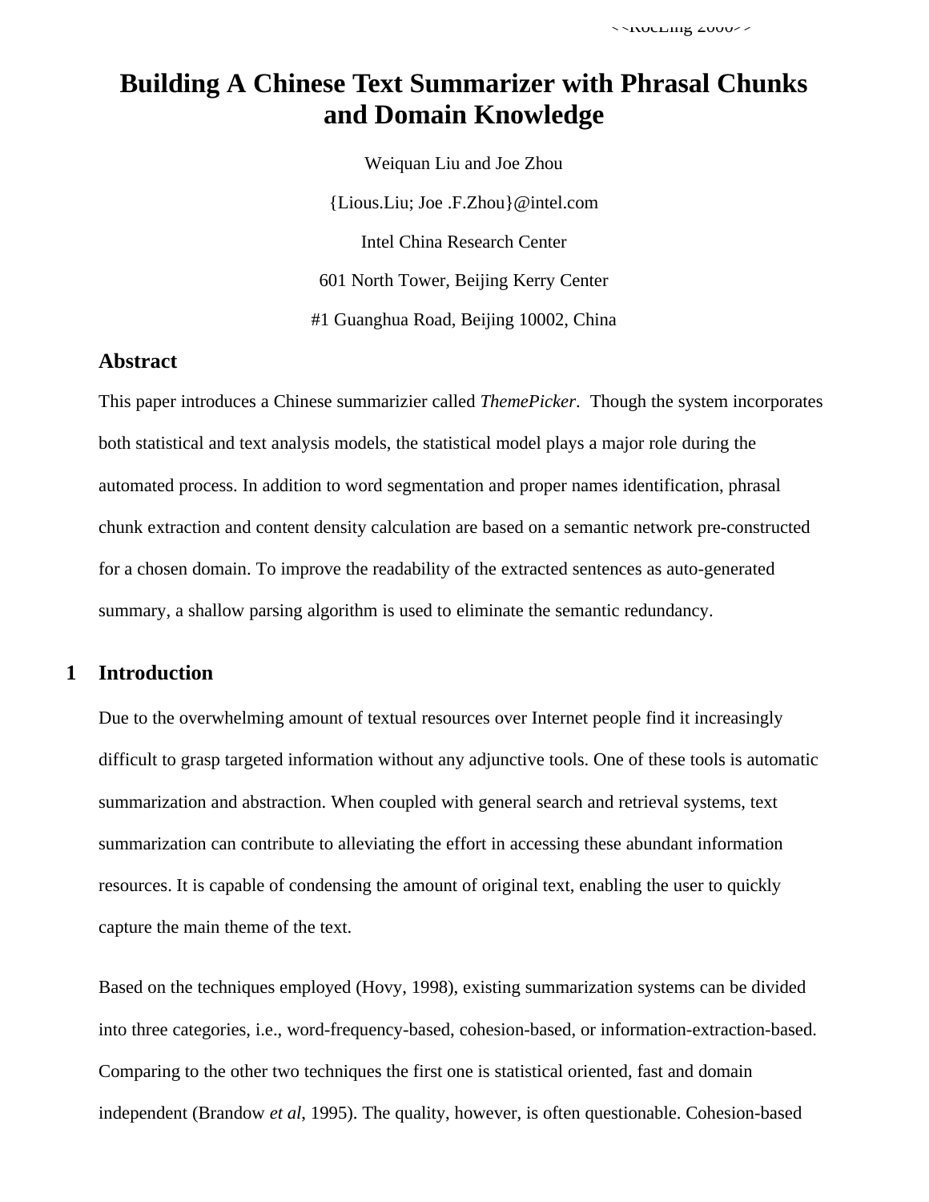# Building A Chinese Text Summarizer with Phrasal Chunks and Domain Knowledge

Weiquan Liu and Joe Zhou

{Lious.Liu; Joe .F.Zhou}@intel.com

Intel China Research Center

601 North Tower, Beijing Kerry Center

#1 Guanghua Road, Beijing 10002, China

## Abstract

This paper introduces a Chinese summarizier called *ThemePicker*. Though the system incorporates both statistical and text analysis models, the statistical model plays a major role during the automated process. In addition to word segmentation and proper names identification, phrasal chunk extraction and content density calculation are based on a semantic network pre-constructed for a chosen domain. To improve the readability of the extracted sentences as auto-generated summary, a shallow parsing algorithm is used to eliminate the semantic redundancy.

## 1 Introduction

Due to the overwhelming amount of textual resources over Internet people find it increasingly difficult to grasp targeted information without any adjunctive tools. One of these tools is automatic summarization and abstraction. When coupled with general search and retrieval systems, text summarization can contribute to alleviating the effort in accessing these abundant information resources. It is capable of condensing the amount of original text, enabling the user to quickly capture the main theme of the text.

Based on the techniques employed (Hovy, 1998), existing summarization systems can be divided into three categories, i.e., word-frequency-based, cohesion-based, or information-extraction-based. Comparing to the other two techniques the first one is statistical oriented, fast and domain independent (Brandow *et al*, 1995). The quality, however, is often questionable. Cohesion-based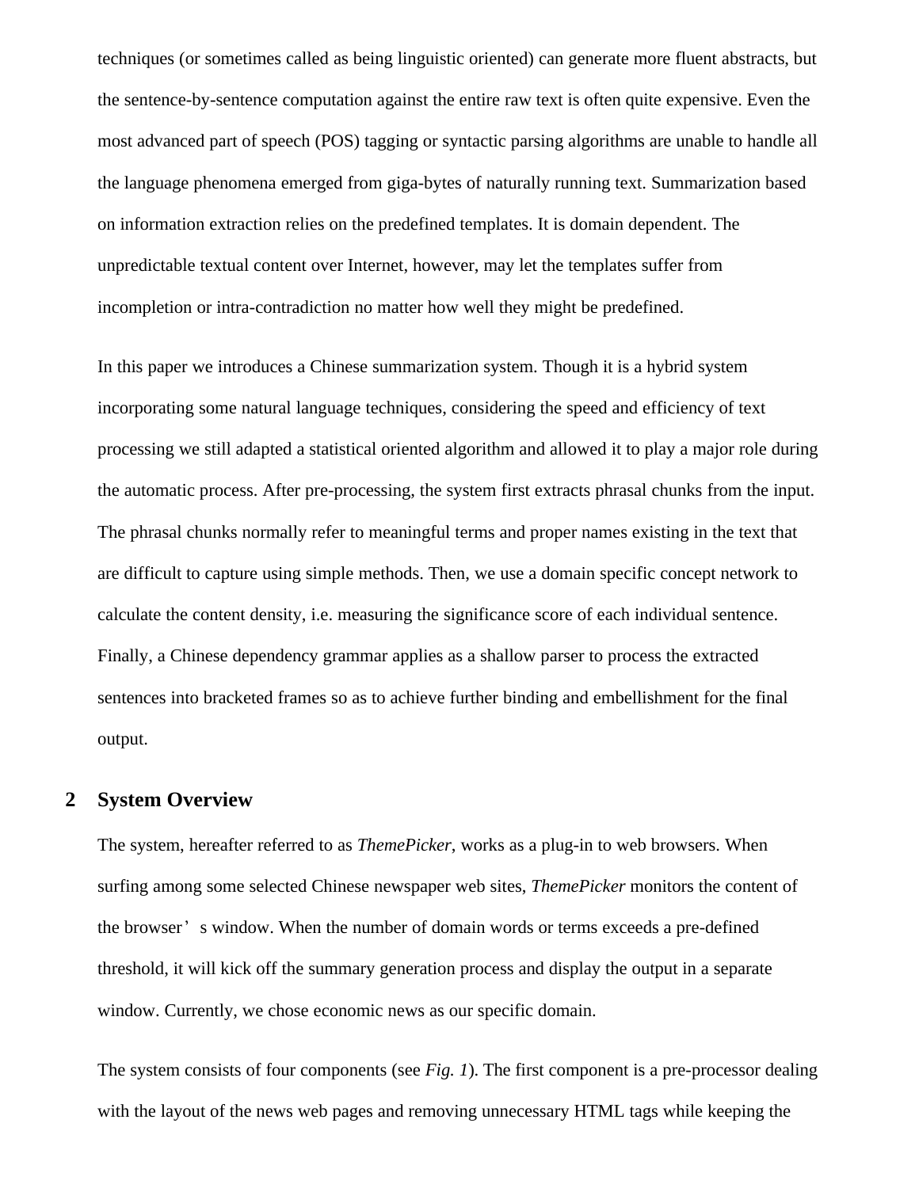techniques (or sometimes called as being linguistic oriented) can generate more fluent abstracts, but the sentence-by-sentence computation against the entire raw text is often quite expensive. Even the most advanced part of speech (POS) tagging or syntactic parsing algorithms are unable to handle all the language phenomena emerged from giga-bytes of naturally running text. Summarization based on information extraction relies on the predefined templates. It is domain dependent. The unpredictable textual content over Internet, however, may let the templates suffer from incompletion or intra-contradiction no matter how well they might be predefined.

In this paper we introduces a Chinese summarization system. Though it is a hybrid system incorporating some natural language techniques, considering the speed and efficiency of text processing we still adapted a statistical oriented algorithm and allowed it to play a major role during the automatic process. After pre-processing, the system first extracts phrasal chunks from the input. The phrasal chunks normally refer to meaningful terms and proper names existing in the text that are difficult to capture using simple methods. Then, we use a domain specific concept network to calculate the content density, i.e. measuring the significance score of each individual sentence. Finally, a Chinese dependency grammar applies as a shallow parser to process the extracted sentences into bracketed frames so as to achieve further binding and embellishment for the final output.

## 2 System Overview

The system, hereafter referred to as *ThemePicker*, works as a plug-in to web browsers. When surfing among some selected Chinese newspaper web sites, *ThemePicker* monitors the content of the browser’s window. When the number of domain words or terms exceeds a pre-defined threshold, it will kick off the summary generation process and display the output in a separate window. Currently, we chose economic news as our specific domain.

The system consists of four components (see *Fig. 1*). The first component is a pre-processor dealing with the layout of the news web pages and removing unnecessary HTML tags while keeping the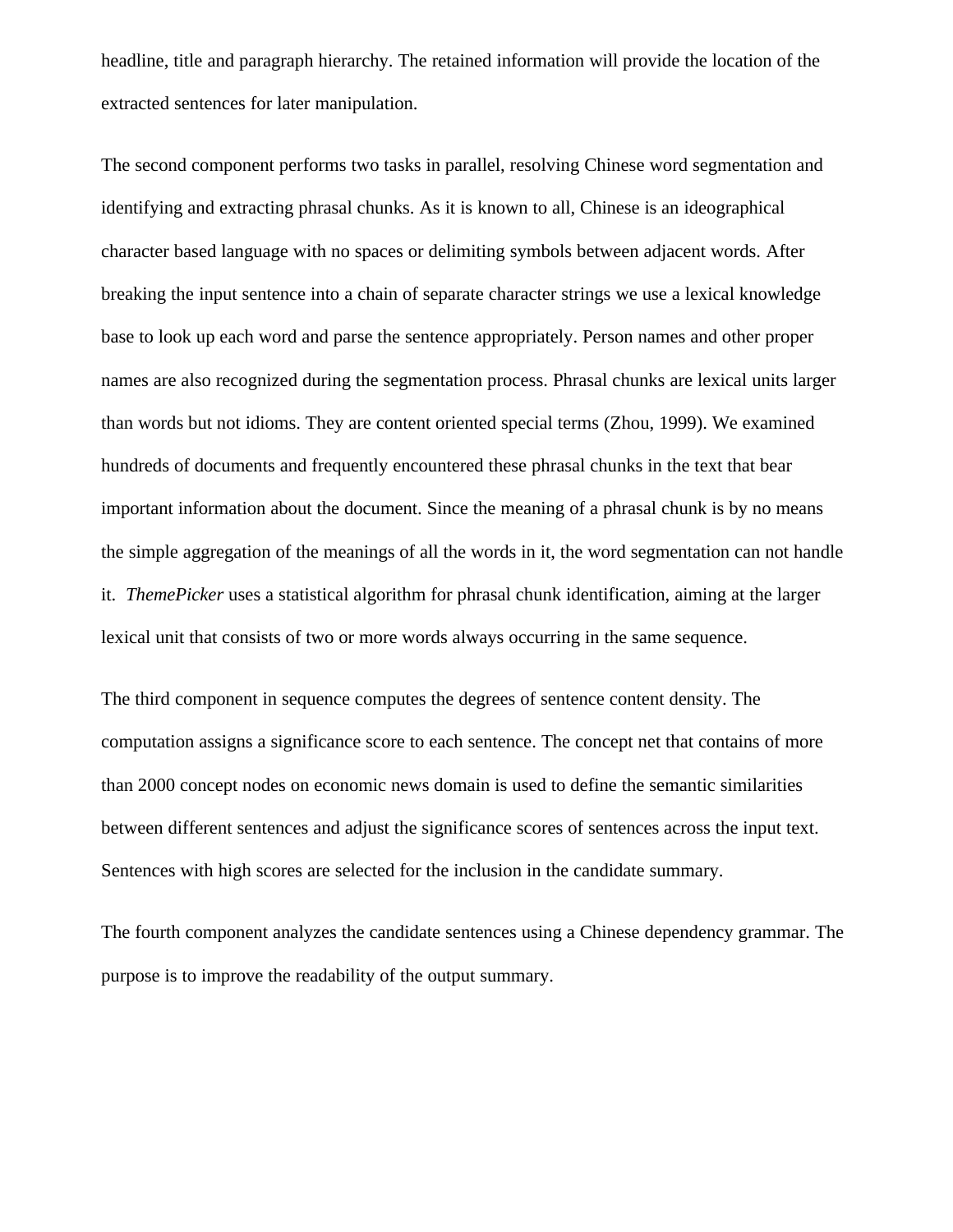headline, title and paragraph hierarchy. The retained information will provide the location of the extracted sentences for later manipulation.

The second component performs two tasks in parallel, resolving Chinese word segmentation and identifying and extracting phrasal chunks. As it is known to all, Chinese is an ideographical character based language with no spaces or delimiting symbols between adjacent words. After breaking the input sentence into a chain of separate character strings we use a lexical knowledge base to look up each word and parse the sentence appropriately. Person names and other proper names are also recognized during the segmentation process. Phrasal chunks are lexical units larger than words but not idioms. They are content oriented special terms (Zhou, 1999). We examined hundreds of documents and frequently encountered these phrasal chunks in the text that bear important information about the document. Since the meaning of a phrasal chunk is by no means the simple aggregation of the meanings of all the words in it, the word segmentation can not handle it. *ThemePicker* uses a statistical algorithm for phrasal chunk identification, aiming at the larger lexical unit that consists of two or more words always occurring in the same sequence.

The third component in sequence computes the degrees of sentence content density. The computation assigns a significance score to each sentence. The concept net that contains of more than 2000 concept nodes on economic news domain is used to define the semantic similarities between different sentences and adjust the significance scores of sentences across the input text. Sentences with high scores are selected for the inclusion in the candidate summary.

The fourth component analyzes the candidate sentences using a Chinese dependency grammar. The purpose is to improve the readability of the output summary.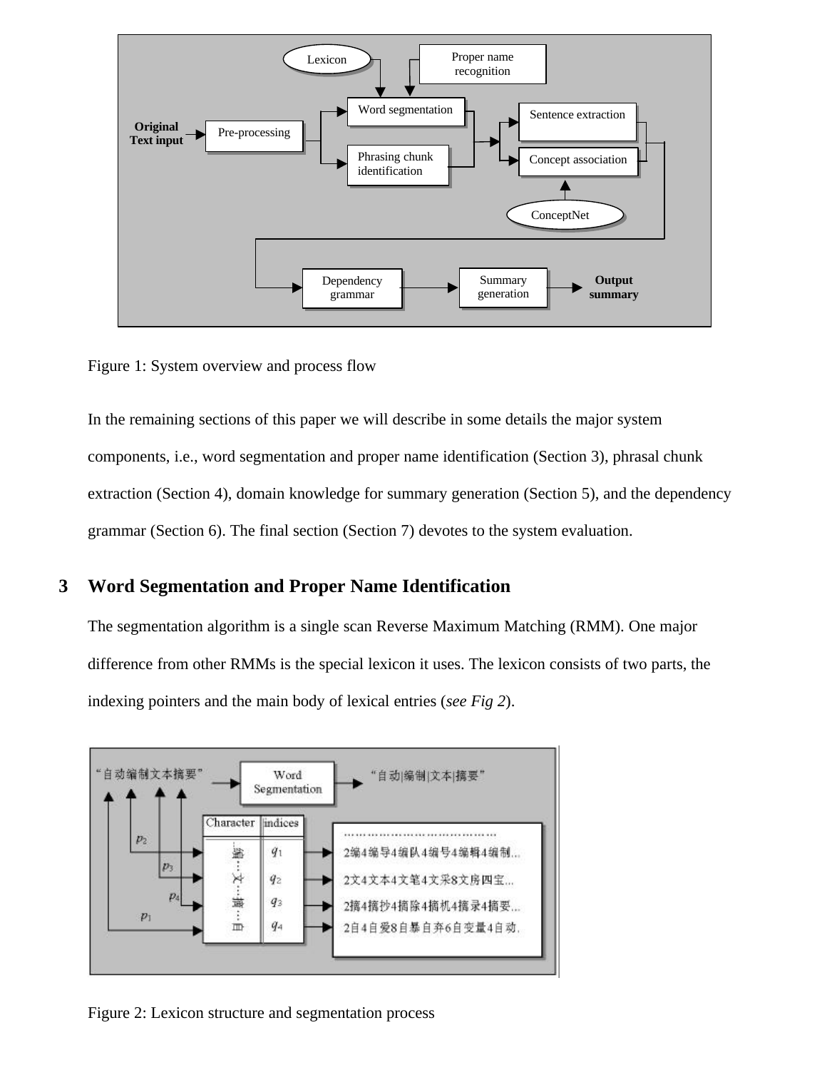Figure 1: System overview and process flow

In the remaining sections of this paper we will describe in some details the major system components, i.e., word segmentation and proper name identification (Section 3), phrasal chunk extraction (Section 4), domain knowledge for summary generation (Section 5), and the dependency grammar (Section 6). The final section (Section 7) devotes to the system evaluation.

## 3 Word Segmentation and Proper Name Identification

The segmentation algorithm is a single scan Reverse Maximum Matching (RMM). One major difference from other RMMs is the special lexicon it uses. The lexicon consists of two parts, the indexing pointers and the main body of lexical entries (*see Fig 2*).

Figure 2: Lexicon structure and segmentation process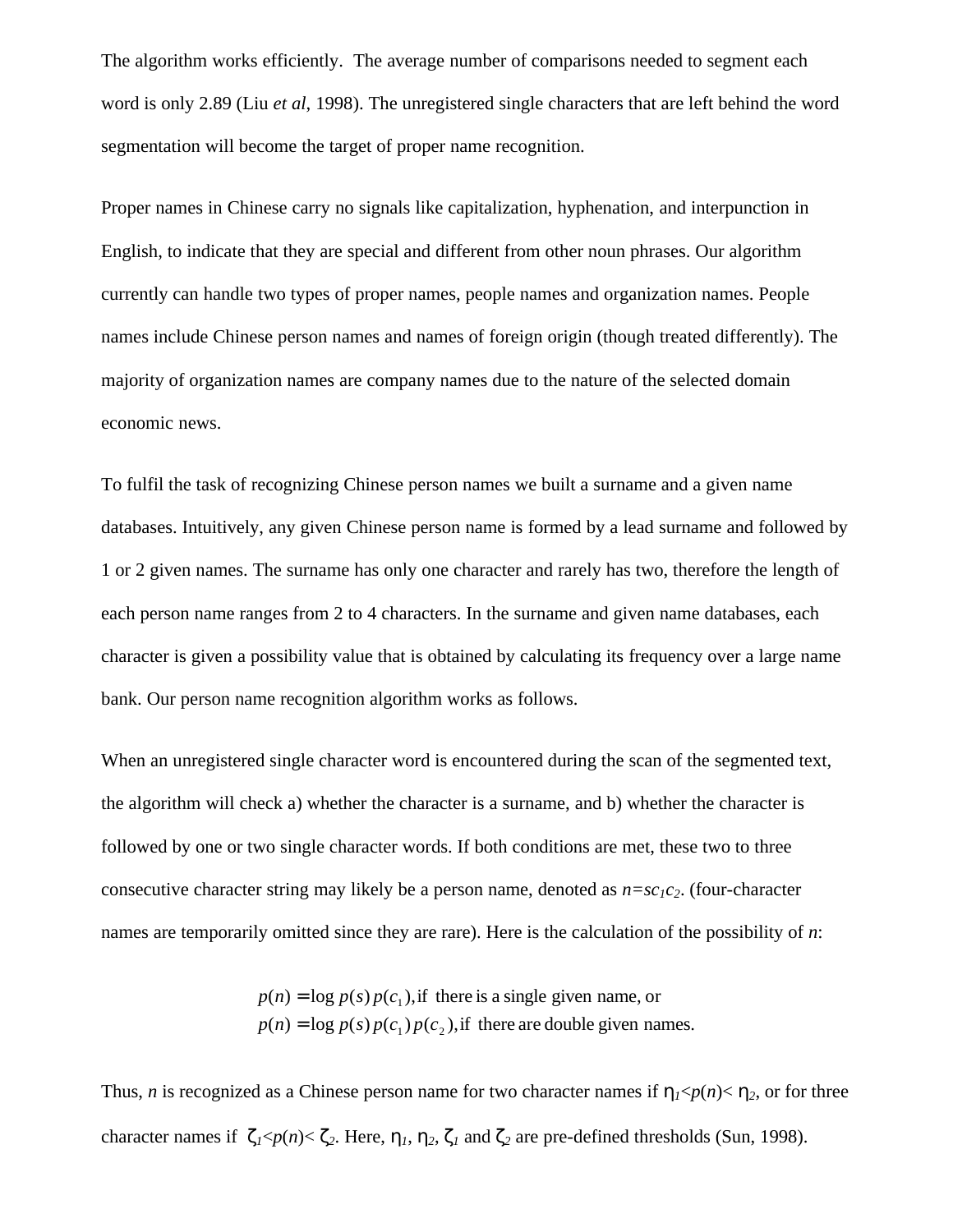The algorithm works efficiently. The average number of comparisons needed to segment each word is only 2.89 (Liu *et al*, 1998). The unregistered single characters that are left behind the word segmentation will become the target of proper name recognition.

Proper names in Chinese carry no signals like capitalization, hyphenation, and interpunction in English, to indicate that they are special and different from other noun phrases. Our algorithm currently can handle two types of proper names, people names and organization names. People names include Chinese person names and names of foreign origin (though treated differently). The majority of organization names are company names due to the nature of the selected domain economic news.

To fulfil the task of recognizing Chinese person names we built a surname and a given name databases. Intuitively, any given Chinese person name is formed by a lead surname and followed by 1 or 2 given names. The surname has only one character and rarely has two, therefore the length of each person name ranges from 2 to 4 characters. In the surname and given name databases, each character is given a possibility value that is obtained by calculating its frequency over a large name bank. Our person name recognition algorithm works as follows.

When an unregistered single character word is encountered during the scan of the segmented text, the algorithm will check a) whether the character is a surname, and b) whether the character is followed by one or two single character words. If both conditions are met, these two to three consecutive character string may likely be a person name, denoted as $n=sc_1c_2$. (four-character names are temporarily omitted since they are rare). Here is the calculation of the possibility of $n$:

$$p(n) = \log p(s)\,p(c_1), \text{if there is a single given name, or}$$
$$p(n) = \log p(s)\,p(c_1)\,p(c_2), \text{if there are double given names.}$$

Thus, $n$ is recognized as a Chinese person name for two character names if $\eta_1 < p(n) < \eta_2$, or for three character names if $\zeta_1 < p(n) < \zeta_2$. Here, $\eta_1$, $\eta_2$, $\zeta_1$ and $\zeta_2$ are pre-defined thresholds (Sun, 1998).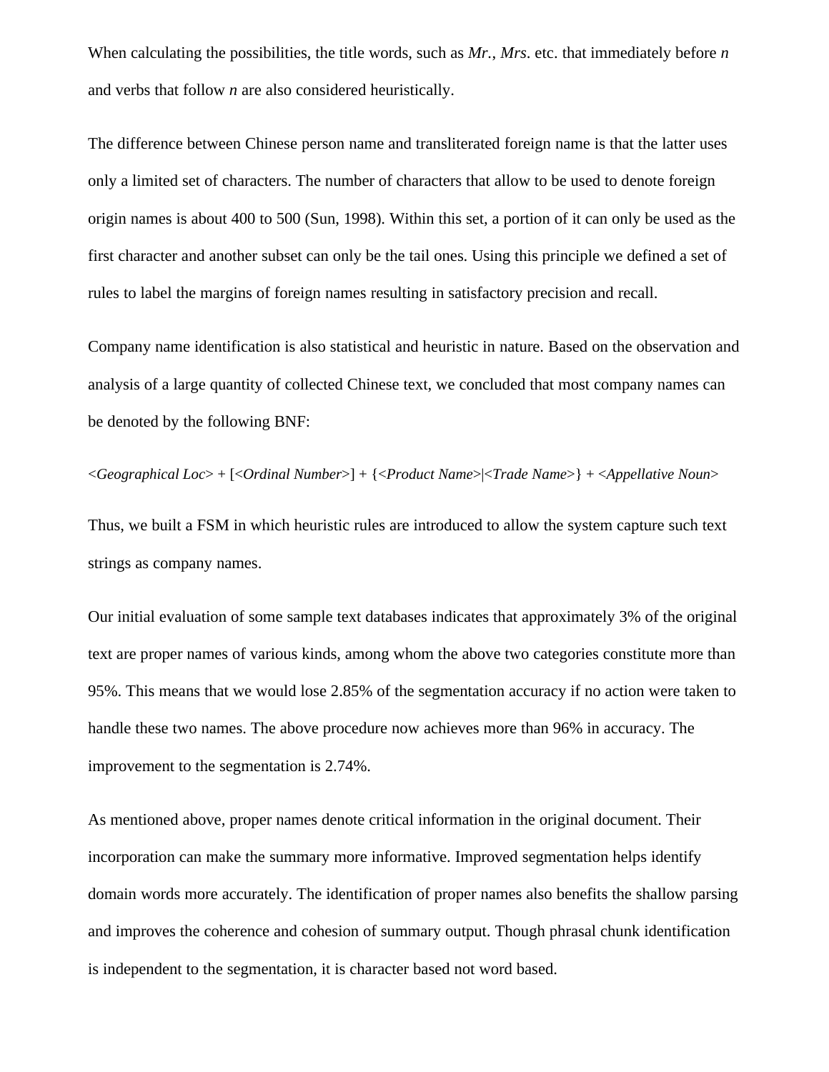When calculating the possibilities, the title words, such as *Mr.*, *Mrs*. etc. that immediately before *n* and verbs that follow *n* are also considered heuristically.

The difference between Chinese person name and transliterated foreign name is that the latter uses only a limited set of characters. The number of characters that allow to be used to denote foreign origin names is about 400 to 500 (Sun, 1998). Within this set, a portion of it can only be used as the first character and another subset can only be the tail ones. Using this principle we defined a set of rules to label the margins of foreign names resulting in satisfactory precision and recall.

Company name identification is also statistical and heuristic in nature. Based on the observation and analysis of a large quantity of collected Chinese text, we concluded that most company names can be denoted by the following BNF:

<*Geographical Loc*> + [<*Ordinal Number*>] + {<*Product Name*>|<*Trade Name*>} + <*Appellative Noun*>

Thus, we built a FSM in which heuristic rules are introduced to allow the system capture such text strings as company names.

Our initial evaluation of some sample text databases indicates that approximately 3% of the original text are proper names of various kinds, among whom the above two categories constitute more than 95%. This means that we would lose 2.85% of the segmentation accuracy if no action were taken to handle these two names. The above procedure now achieves more than 96% in accuracy. The improvement to the segmentation is 2.74%.

As mentioned above, proper names denote critical information in the original document. Their incorporation can make the summary more informative. Improved segmentation helps identify domain words more accurately. The identification of proper names also benefits the shallow parsing and improves the coherence and cohesion of summary output. Though phrasal chunk identification is independent to the segmentation, it is character based not word based.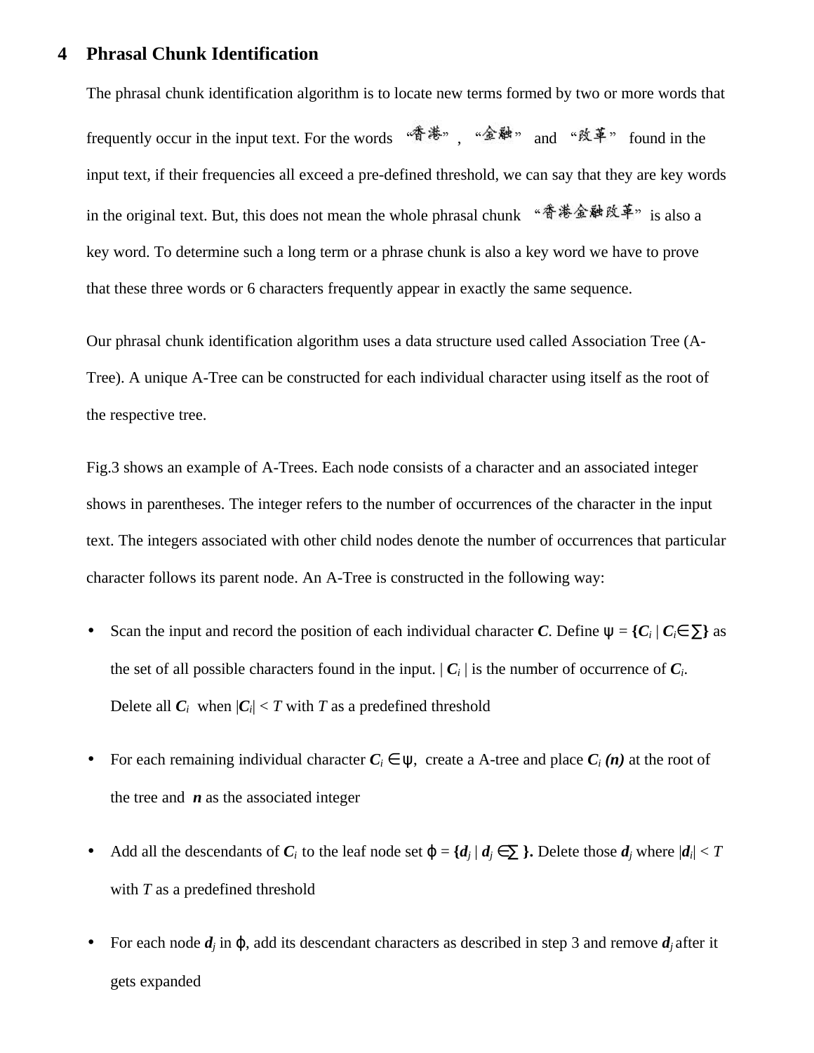## 4 Phrasal Chunk Identification

The phrasal chunk identification algorithm is to locate new terms formed by two or more words that frequently occur in the input text. For the words "香港", "金融" and "改革" found in the input text, if their frequencies all exceed a pre-defined threshold, we can say that they are key words in the original text. But, this does not mean the whole phrasal chunk "香港金融改革" is also a key word. To determine such a long term or a phrase chunk is also a key word we have to prove that these three words or 6 characters frequently appear in exactly the same sequence.

Our phrasal chunk identification algorithm uses a data structure used called Association Tree (A-Tree). A unique A-Tree can be constructed for each individual character using itself as the root of the respective tree.

Fig.3 shows an example of A-Trees. Each node consists of a character and an associated integer shows in parentheses. The integer refers to the number of occurrences of the character in the input text. The integers associated with other child nodes denote the number of occurrences that particular character follows its parent node. An A-Tree is constructed in the following way:

- Scan the input and record the position of each individual character $\boldsymbol{C}$. Define $\psi = \{C_i \mid C_i \in \sum\}$ as the set of all possible characters found in the input. $|C_i|$ is the number of occurrence of $C_i$. Delete all $C_i$ when $|C_i| < T$ with $T$ as a predefined threshold
- For each remaining individual character $C_i \in \psi$, create a A-tree and place $C_i\ (n)$ at the root of the tree and $n$ as the associated integer
- Add all the descendants of $C_i$ to the leaf node set $\phi = \{d_j \mid d_j \in \sum\}$. Delete those $d_j$ where $|d_i| < T$ with $T$ as a predefined threshold
- For each node $d_j$ in $\phi$, add its descendant characters as described in step 3 and remove $d_j$ after it gets expanded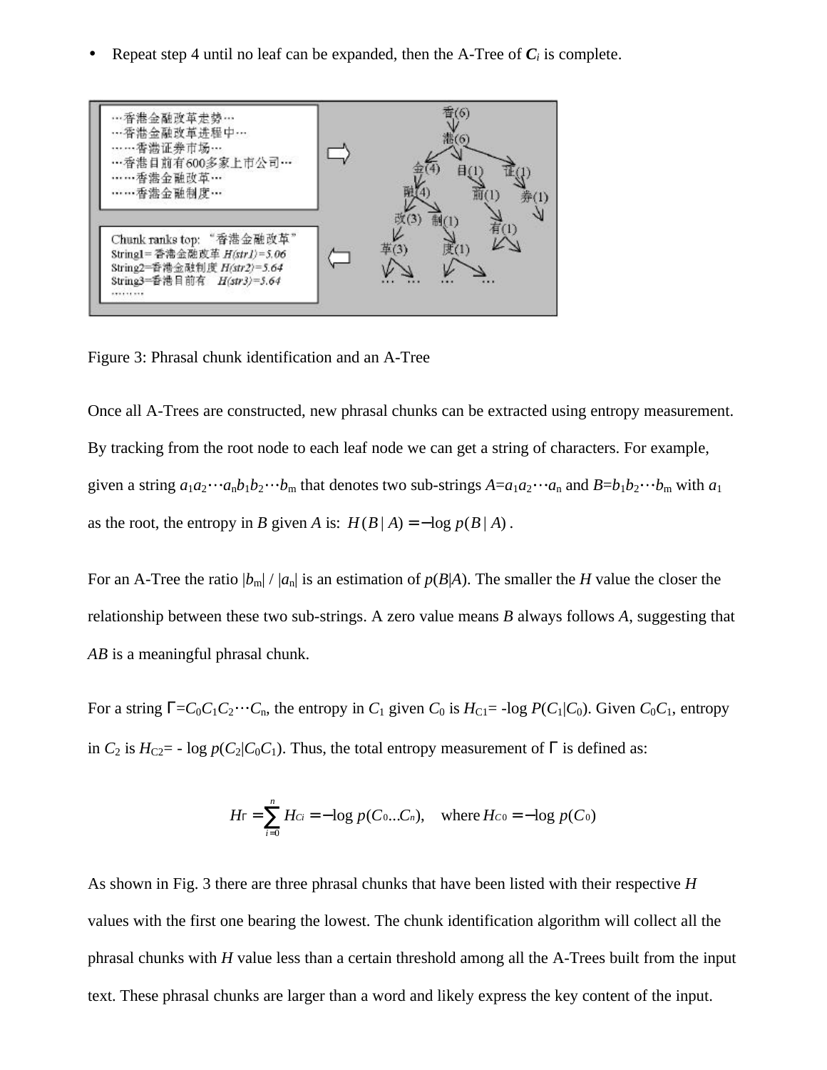- Repeat step 4 until no leaf can be expanded, then the A-Tree of $C_i$ is complete.

Figure 3: Phrasal chunk identification and an A-Tree

Once all A-Trees are constructed, new phrasal chunks can be extracted using entropy measurement. By tracking from the root node to each leaf node we can get a string of characters. For example, given a string $a_1a_2\cdots a_nb_1b_2\cdots b_m$ that denotes two sub-strings $A=a_1a_2\cdots a_n$ and $B=b_1b_2\cdots b_m$ with $a_1$ as the root, the entropy in $B$ given $A$ is: $H(B\,|\,A) = -\log p(B\,|\,A)$.

For an A-Tree the ratio $|b_m|$ / $|a_n|$ is an estimation of $p(B|A)$. The smaller the $H$ value the closer the relationship between these two sub-strings. A zero value means $B$ always follows $A$, suggesting that $AB$ is a meaningful phrasal chunk.

For a string $\Gamma=C_0C_1C_2\cdots C_n$, the entropy in $C_1$ given $C_0$ is $H_{C1}= -\log P(C_1|C_0)$. Given $C_0C_1$, entropy in $C_2$ is $H_{C2}= -\log p(C_2|C_0C_1)$. Thus, the total entropy measurement of $\Gamma$ is defined as:

$$H_\Gamma = \sum_{i=0}^{n} H_{Ci} = -\log p(C_0 \ldots C_n), \quad \text{where } H_{C0} = -\log p(C_0)$$

As shown in Fig. 3 there are three phrasal chunks that have been listed with their respective $H$ values with the first one bearing the lowest. The chunk identification algorithm will collect all the phrasal chunks with $H$ value less than a certain threshold among all the A-Trees built from the input text. These phrasal chunks are larger than a word and likely express the key content of the input.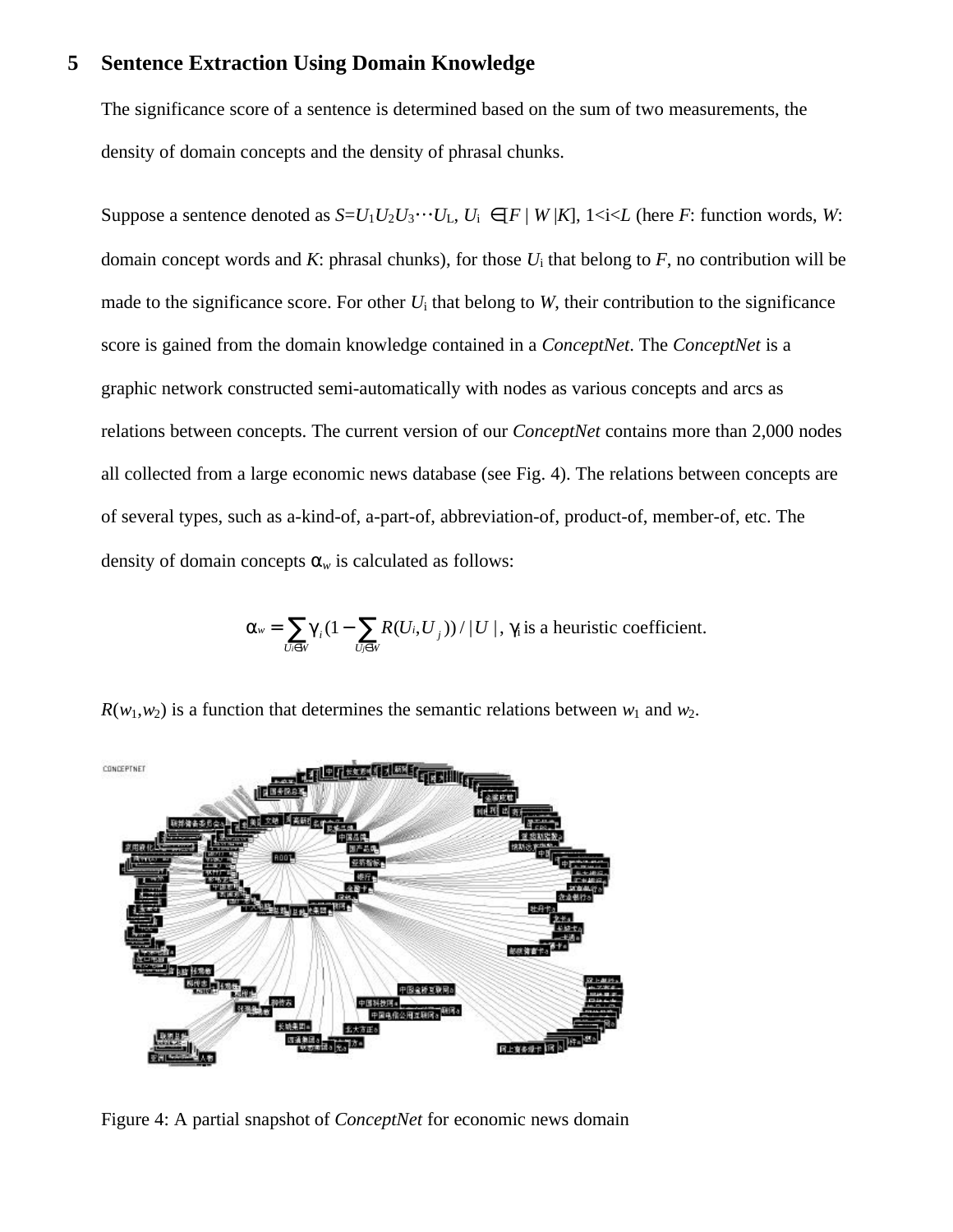## 5 Sentence Extraction Using Domain Knowledge

The significance score of a sentence is determined based on the sum of two measurements, the density of domain concepts and the density of phrasal chunks.

Suppose a sentence denoted as $S=U_1U_2U_3\cdots U_L$, $U_i \in [F \mid W \mid K]$, $1<i<L$ (here *F*: function words, *W*: domain concept words and *K*: phrasal chunks), for those $U_i$ that belong to *F*, no contribution will be made to the significance score. For other $U_i$ that belong to *W*, their contribution to the significance score is gained from the domain knowledge contained in a *ConceptNet*. The *ConceptNet* is a graphic network constructed semi-automatically with nodes as various concepts and arcs as relations between concepts. The current version of our *ConceptNet* contains more than 2,000 nodes all collected from a large economic news database (see Fig. 4). The relations between concepts are of several types, such as a-kind-of, a-part-of, abbreviation-of, product-of, member-of, etc. The density of domain concepts $\alpha_w$ is calculated as follows:

$$\alpha_w = \sum_{U_i \in W} \gamma_i (1 - \sum_{U_j \in W} R(U_i, U_j)) / |U|, \ \gamma_i \text{ is a heuristic coefficient.}$$

$R(w_1,w_2)$ is a function that determines the semantic relations between $w_1$ and $w_2$.

Figure 4: A partial snapshot of *ConceptNet* for economic news domain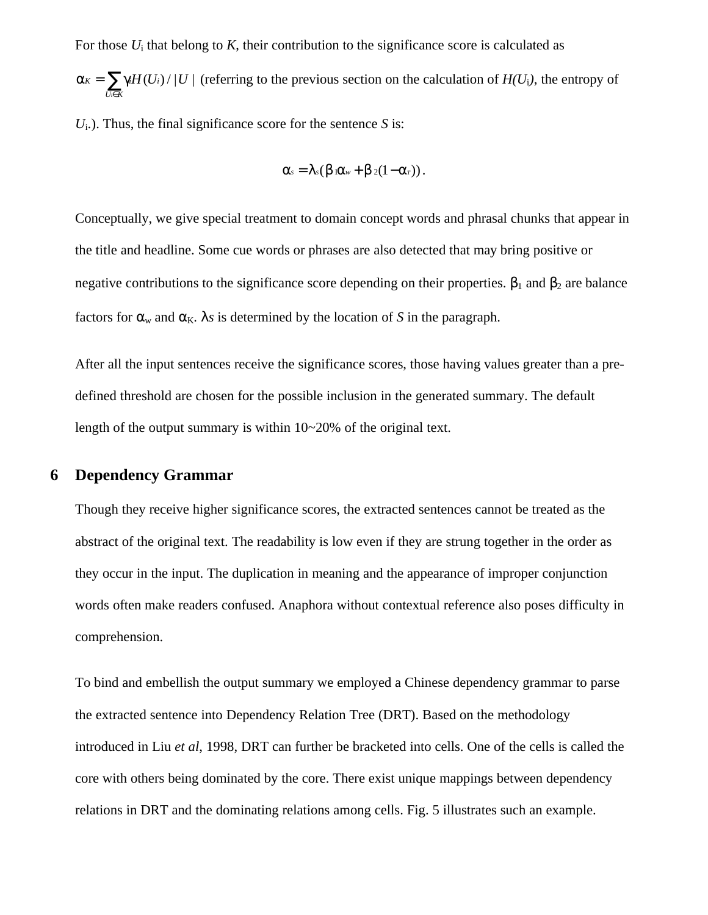For those $U_i$ that belong to *K*, their contribution to the significance score is calculated as $\alpha_K = \sum_{U_i \in K} \gamma_i H(U_i) / |U|$ (referring to the previous section on the calculation of $H(U_i)$, the entropy of $U_i$.). Thus, the final significance score for the sentence *S* is:

$$\alpha_S = \lambda_S(\beta_1 \alpha_w + \beta_2 (1 - \alpha_T)) .$$

Conceptually, we give special treatment to domain concept words and phrasal chunks that appear in the title and headline. Some cue words or phrases are also detected that may bring positive or negative contributions to the significance score depending on their properties. $\beta_1$ and $\beta_2$ are balance factors for $\alpha_w$ and $\alpha_K$. $\lambda_s$ is determined by the location of *S* in the paragraph.

After all the input sentences receive the significance scores, those having values greater than a pre-defined threshold are chosen for the possible inclusion in the generated summary. The default length of the output summary is within 10~20% of the original text.

## 6 Dependency Grammar

Though they receive higher significance scores, the extracted sentences cannot be treated as the abstract of the original text. The readability is low even if they are strung together in the order as they occur in the input. The duplication in meaning and the appearance of improper conjunction words often make readers confused. Anaphora without contextual reference also poses difficulty in comprehension.

To bind and embellish the output summary we employed a Chinese dependency grammar to parse the extracted sentence into Dependency Relation Tree (DRT). Based on the methodology introduced in Liu *et al*, 1998, DRT can further be bracketed into cells. One of the cells is called the core with others being dominated by the core. There exist unique mappings between dependency relations in DRT and the dominating relations among cells. Fig. 5 illustrates such an example.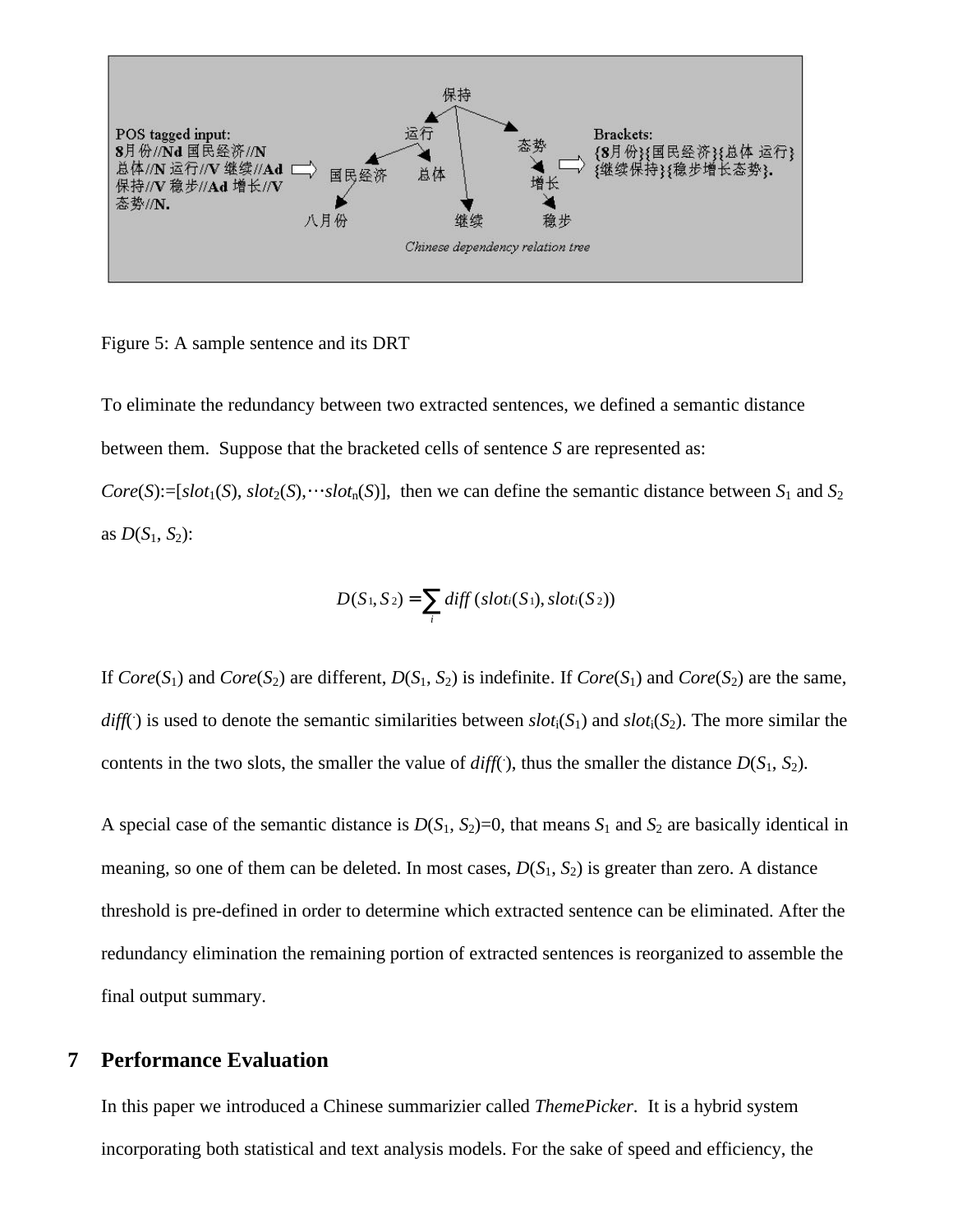Figure 5: A sample sentence and its DRT

To eliminate the redundancy between two extracted sentences, we defined a semantic distance between them. Suppose that the bracketed cells of sentence *S* are represented as: $Core(S) := [slot_1(S), slot_2(S), \cdots slot_n(S)]$, then we can define the semantic distance between $S_1$ and $S_2$ as $D(S_1, S_2)$:

$$D(S_1, S_2) = \sum_i diff(slot_i(S_1), slot_i(S_2))$$

If $Core(S_1)$ and $Core(S_2)$ are different, $D(S_1, S_2)$ is indefinite. If $Core(S_1)$ and $Core(S_2)$ are the same, $diff(\cdot)$ is used to denote the semantic similarities between $slot_i(S_1)$ and $slot_i(S_2)$. The more similar the contents in the two slots, the smaller the value of $diff(\cdot)$, thus the smaller the distance $D(S_1, S_2)$.

A special case of the semantic distance is $D(S_1, S_2)=0$, that means $S_1$ and $S_2$ are basically identical in meaning, so one of them can be deleted. In most cases, $D(S_1, S_2)$ is greater than zero. A distance threshold is pre-defined in order to determine which extracted sentence can be eliminated. After the redundancy elimination the remaining portion of extracted sentences is reorganized to assemble the final output summary.

## 7 Performance Evaluation

In this paper we introduced a Chinese summarizier called *ThemePicker*. It is a hybrid system incorporating both statistical and text analysis models. For the sake of speed and efficiency, the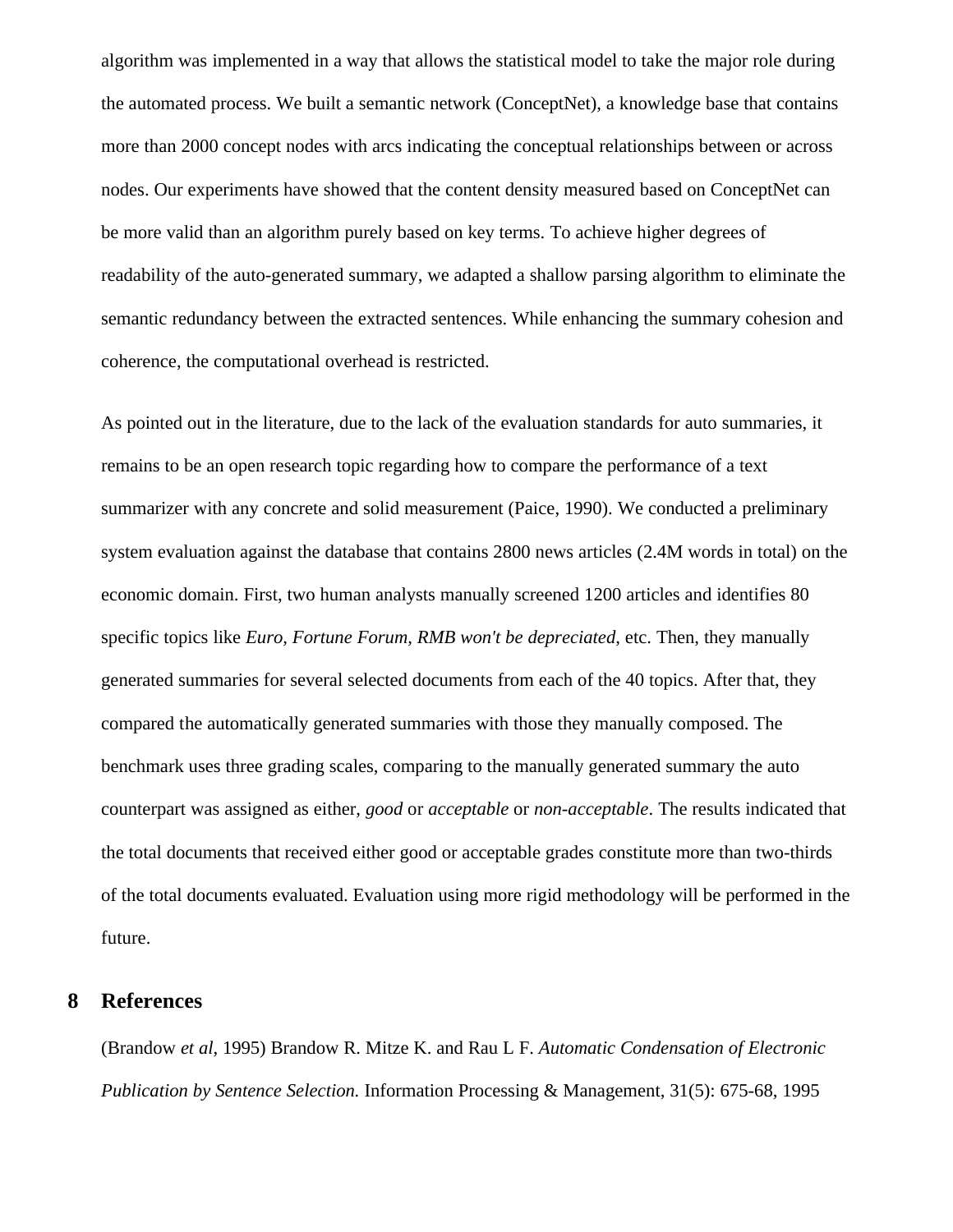algorithm was implemented in a way that allows the statistical model to take the major role during the automated process. We built a semantic network (ConceptNet), a knowledge base that contains more than 2000 concept nodes with arcs indicating the conceptual relationships between or across nodes. Our experiments have showed that the content density measured based on ConceptNet can be more valid than an algorithm purely based on key terms. To achieve higher degrees of readability of the auto-generated summary, we adapted a shallow parsing algorithm to eliminate the semantic redundancy between the extracted sentences. While enhancing the summary cohesion and coherence, the computational overhead is restricted.

As pointed out in the literature, due to the lack of the evaluation standards for auto summaries, it remains to be an open research topic regarding how to compare the performance of a text summarizer with any concrete and solid measurement (Paice, 1990). We conducted a preliminary system evaluation against the database that contains 2800 news articles (2.4M words in total) on the economic domain. First, two human analysts manually screened 1200 articles and identifies 80 specific topics like *Euro, Fortune Forum, RMB won't be depreciated,* etc. Then, they manually generated summaries for several selected documents from each of the 40 topics. After that, they compared the automatically generated summaries with those they manually composed. The benchmark uses three grading scales, comparing to the manually generated summary the auto counterpart was assigned as either, *good* or *acceptable* or *non-acceptable*. The results indicated that the total documents that received either good or acceptable grades constitute more than two-thirds of the total documents evaluated. Evaluation using more rigid methodology will be performed in the future.

## 8 References

(Brandow *et al*, 1995) Brandow R. Mitze K. and Rau L F. *Automatic Condensation of Electronic Publication by Sentence Selection.* Information Processing & Management, 31(5): 675-68, 1995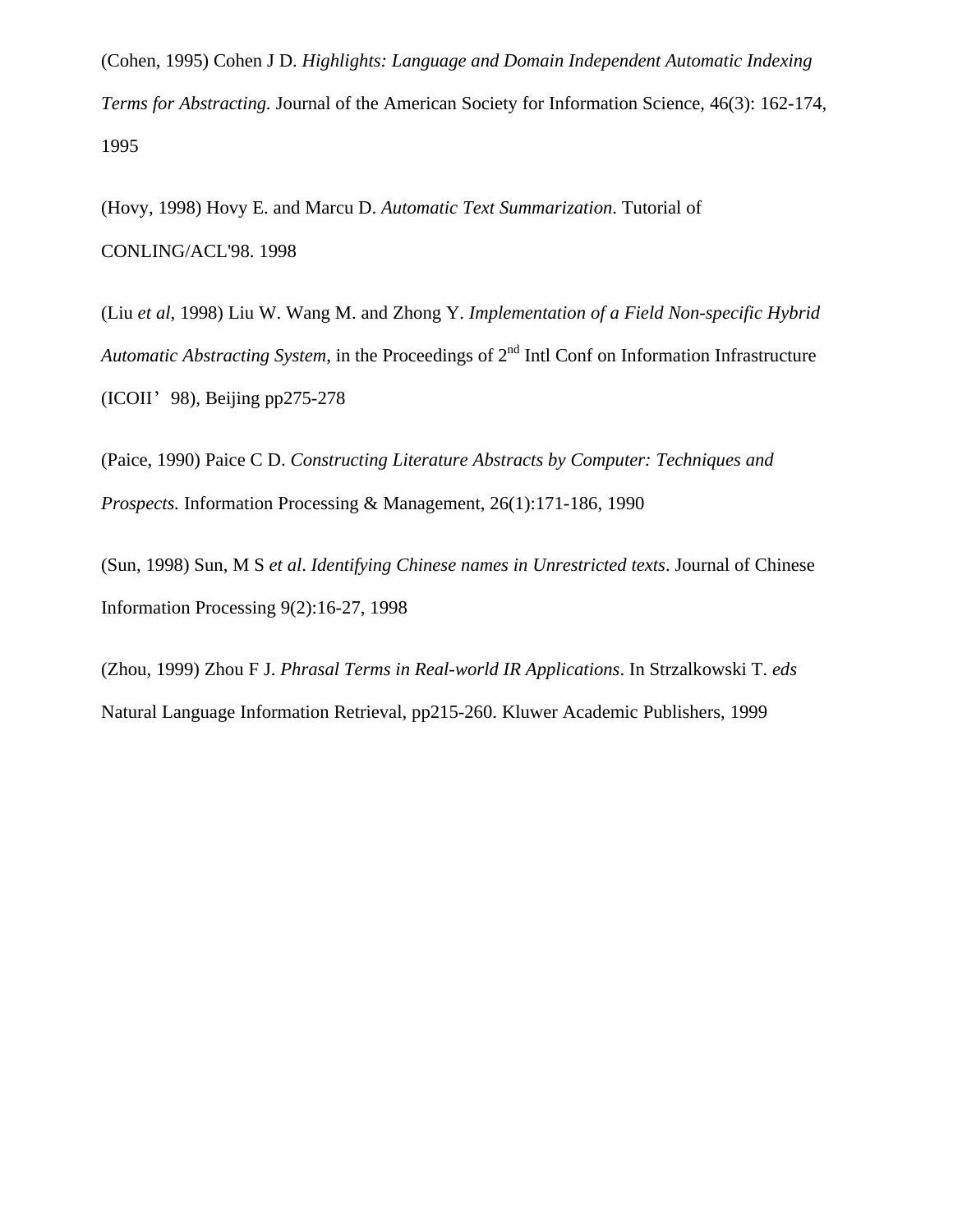(Cohen, 1995) Cohen J D. *Highlights: Language and Domain Independent Automatic Indexing Terms for Abstracting.* Journal of the American Society for Information Science, 46(3): 162-174, 1995

(Hovy, 1998) Hovy E. and Marcu D. *Automatic Text Summarization*. Tutorial of CONLING/ACL'98. 1998

(Liu *et al*, 1998) Liu W. Wang M. and Zhong Y. *Implementation of a Field Non-specific Hybrid Automatic Abstracting System*, in the Proceedings of 2nd Intl Conf on Information Infrastructure (ICOII' 98), Beijing pp275-278

(Paice, 1990) Paice C D. *Constructing Literature Abstracts by Computer: Techniques and Prospects.* Information Processing & Management, 26(1):171-186, 1990

(Sun, 1998) Sun, M S *et al*. *Identifying Chinese names in Unrestricted texts*. Journal of Chinese Information Processing 9(2):16-27, 1998

(Zhou, 1999) Zhou F J. *Phrasal Terms in Real-world IR Applications*. In Strzalkowski T. *eds* Natural Language Information Retrieval, pp215-260. Kluwer Academic Publishers, 1999